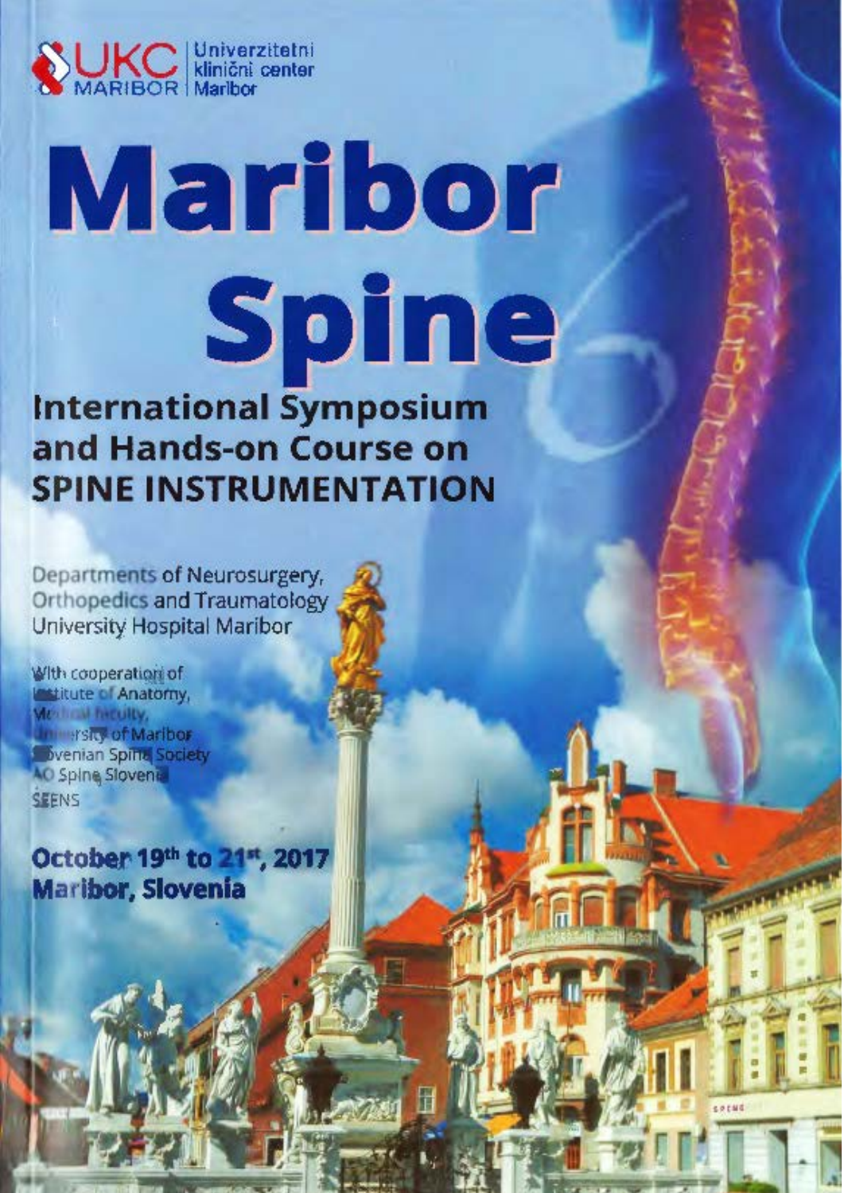UKC MARIBOR | Univerzitetni klinični center Maribor

# Maribor Spine

## International Symposium and Hands-on Course on SPINE INSTRUMENTATION

Departments of Neurosurgery, Orthopedics and Traumatology University Hospital Maribor

With cooperation of
Institute of Anatomy,
Medical faculty,
University of Maribor
Slovenian Spine Society
AO Spine Slovenia
SEENS

**October 19th to 21st, 2017**
**Maribor, Slovenia**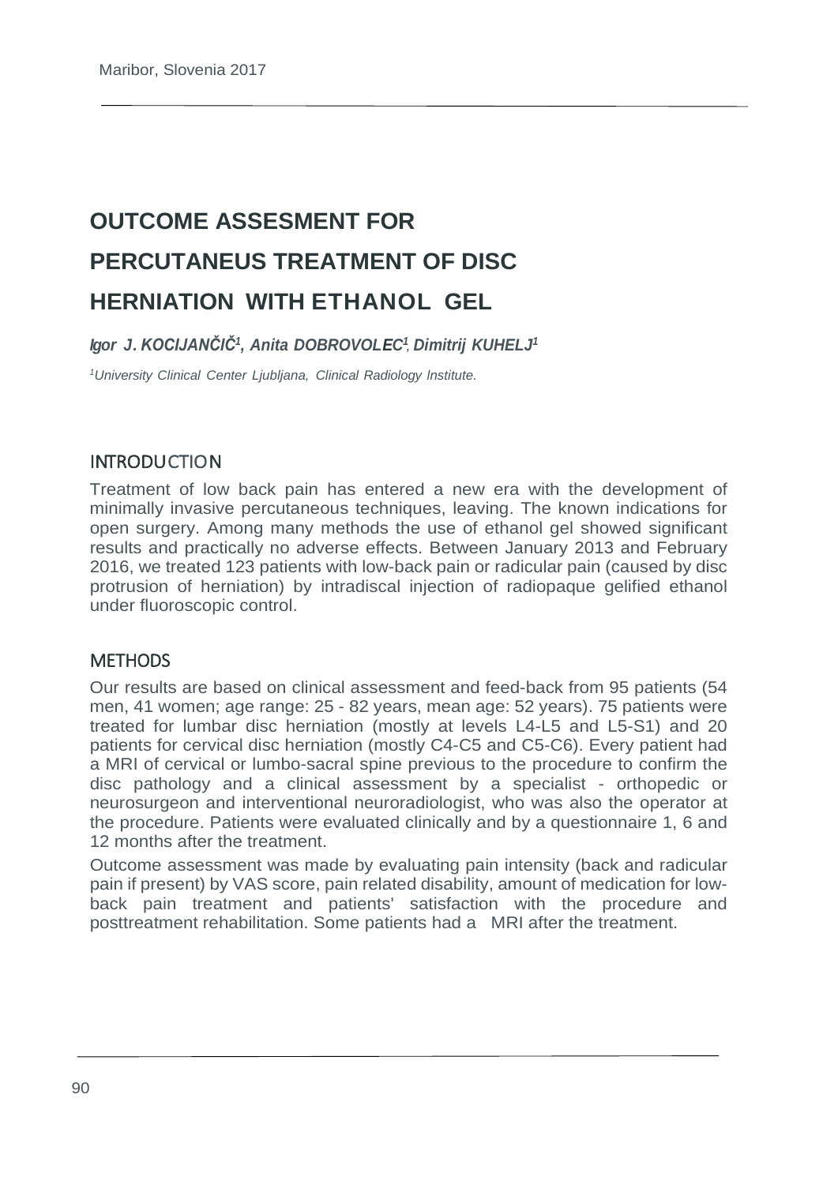# OUTCOME ASSESMENT FOR PERCUTANEUS TREATMENT OF DISC HERNIATION WITH ETHANOL GEL

*Igor J. KOCIJANČIČ[1], Anita DOBROVOLEC[1], Dimitrij KUHELJ[1]*

*[1]University Clinical Center Ljubljana, Clinical Radiology Institute.*

## INTRODUCTION

Treatment of low back pain has entered a new era with the development of minimally invasive percutaneous techniques, leaving. The known indications for open surgery. Among many methods the use of ethanol gel showed significant results and practically no adverse effects. Between January 2013 and February 2016, we treated 123 patients with low-back pain or radicular pain (caused by disc protrusion of herniation) by intradiscal injection of radiopaque gelified ethanol under fluoroscopic control.

## METHODS

Our results are based on clinical assessment and feed-back from 95 patients (54 men, 41 women; age range: 25 - 82 years, mean age: 52 years). 75 patients were treated for lumbar disc herniation (mostly at levels L4-L5 and L5-S1) and 20 patients for cervical disc herniation (mostly C4-C5 and C5-C6). Every patient had a MRI of cervical or lumbo-sacral spine previous to the procedure to confirm the disc pathology and a clinical assessment by a specialist - orthopedic or neurosurgeon and interventional neuroradiologist, who was also the operator at the procedure. Patients were evaluated clinically and by a questionnaire 1, 6 and 12 months after the treatment.

Outcome assessment was made by evaluating pain intensity (back and radicular pain if present) by VAS score, pain related disability, amount of medication for low-back pain treatment and patients' satisfaction with the procedure and posttreatment rehabilitation. Some patients had a MRI after the treatment.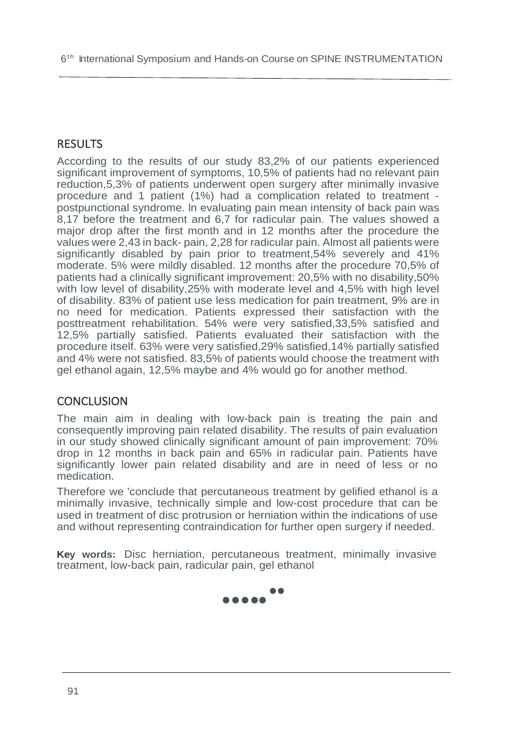## RESULTS

According to the results of our study 83,2% of our patients experienced significant improvement of symptoms, 10,5% of patients had no relevant pain reduction,5,3% of patients underwent open surgery after minimally invasive procedure and 1 patient (1%) had a complication related to treatment - postpunctional syndrome. ln evaluating pain mean intensity of back pain was 8,17 before the treatment and 6,7 for radicular pain. The values showed a major drop after the first month and in 12 months after the procedure the values were 2,43 in back- pain, 2,28 for radicular pain. Almost all patients were significantly disabled by pain prior to treatment,54% severely and 41% moderate. 5% were mildly disabled. 12 months after the procedure 70,5% of patients had a clinically significant improvement: 20,5% with no disability,50% with low level of disability,25% with moderate level and 4,5% with high level of disability. 83% of patient use less medication for pain treatment, 9% are in no need for medication. Patients expressed their satisfaction with the posttreatment rehabilitation. 54% were very satisfied,33,5% satisfied and 12,5% partially satisfied. Patients evaluated their satisfaction with the procedure itself. 63% were very satisfied,29% satisfied,14% partially satisfied and 4% were not satisfied. 83,5% of patients would choose the treatment with gel ethanol again, 12,5% maybe and 4% would go for another method.

## CONCLUSION

The main aim in dealing with low-back pain is treating the pain and consequently improving pain related disability. The results of pain evaluation in our study showed clinically significant amount of pain improvement: 70% drop in 12 months in back pain and 65% in radicular pain. Patients have significantly lower pain related disability and are in need of less or no medication.

Therefore we 'conclude that percutaneous treatment by gelified ethanol is a minimally invasive, technically simple and low-cost procedure that can be used in treatment of disc protrusion or herniation within the indications of use and without representing contraindication for further open surgery if needed.

**Key words:** Disc herniation, percutaneous treatment, minimally invasive treatment, low-back pain, radicular pain, gel ethanol